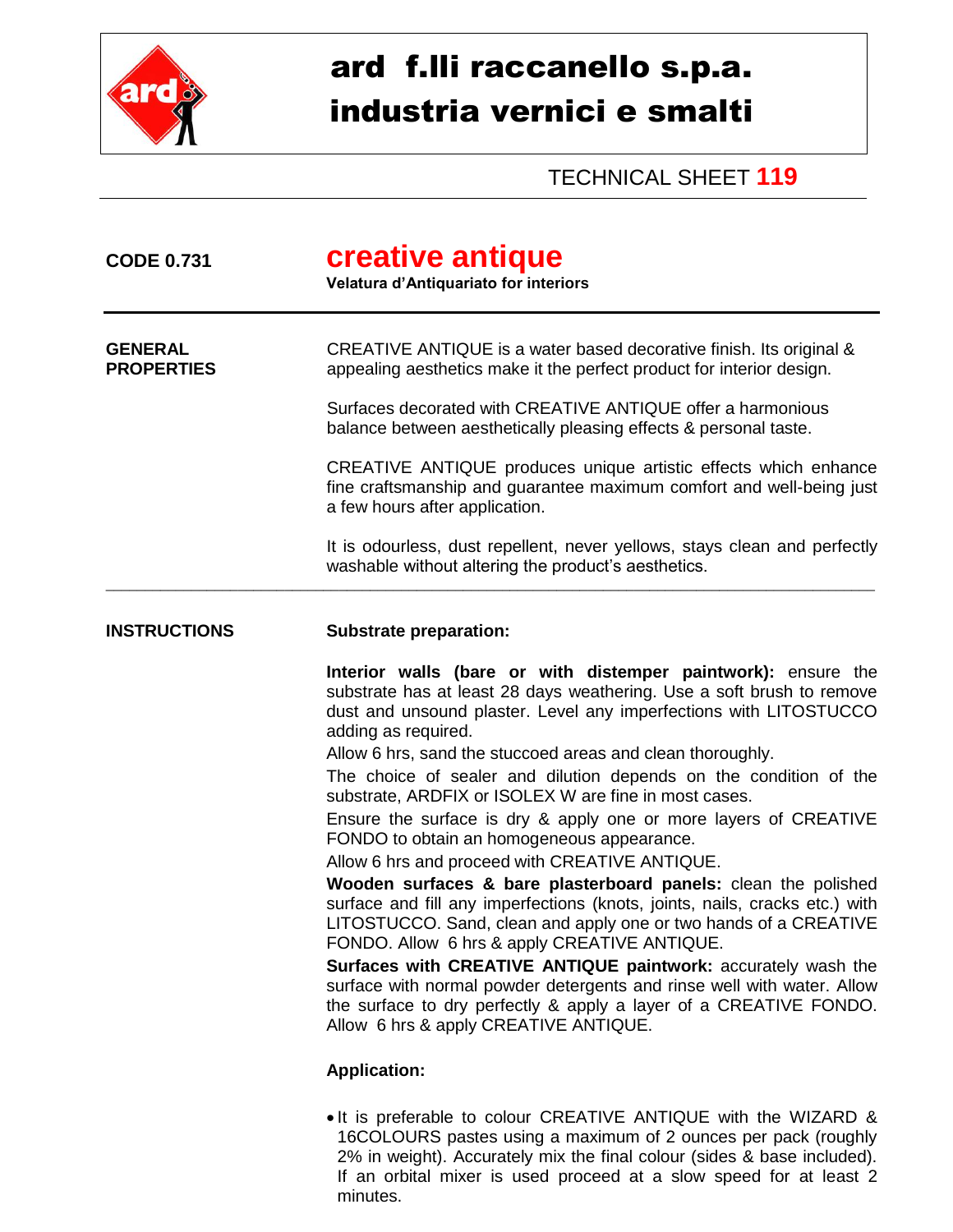# ard f.lli raccanello s.p.a.
# industria vernici e smalti

TECHNICAL SHEET **119**

**CODE 0.731**

## creative antique

**Velatura d'Antiquariato for interiors**

---

**GENERAL PROPERTIES**

CREATIVE ANTIQUE is a water based decorative finish. Its original & appealing aesthetics make it the perfect product for interior design.

Surfaces decorated with CREATIVE ANTIQUE offer a harmonious balance between aesthetically pleasing effects & personal taste.

CREATIVE ANTIQUE produces unique artistic effects which enhance fine craftsmanship and guarantee maximum comfort and well-being just a few hours after application.

It is odourless, dust repellent, never yellows, stays clean and perfectly washable without altering the product's aesthetics.

---

**INSTRUCTIONS**

**Substrate preparation:**

**Interior walls (bare or with distemper paintwork):** ensure the substrate has at least 28 days weathering. Use a soft brush to remove dust and unsound plaster. Level any imperfections with LITOSTUCCO adding as required.

Allow 6 hrs, sand the stuccoed areas and clean thoroughly.

The choice of sealer and dilution depends on the condition of the substrate, ARDFIX or ISOLEX W are fine in most cases.

Ensure the surface is dry & apply one or more layers of CREATIVE FONDO to obtain an homogeneous appearance.

Allow 6 hrs and proceed with CREATIVE ANTIQUE.

**Wooden surfaces & bare plasterboard panels:** clean the polished surface and fill any imperfections (knots, joints, nails, cracks etc.) with LITOSTUCCO. Sand, clean and apply one or two hands of a CREATIVE FONDO. Allow 6 hrs & apply CREATIVE ANTIQUE.

**Surfaces with CREATIVE ANTIQUE paintwork:** accurately wash the surface with normal powder detergents and rinse well with water. Allow the surface to dry perfectly & apply a layer of a CREATIVE FONDO. Allow 6 hrs & apply CREATIVE ANTIQUE.

**Application:**

- It is preferable to colour CREATIVE ANTIQUE with the WIZARD & 16COLOURS pastes using a maximum of 2 ounces per pack (roughly 2% in weight). Accurately mix the final colour (sides & base included). If an orbital mixer is used proceed at a slow speed for at least 2 minutes.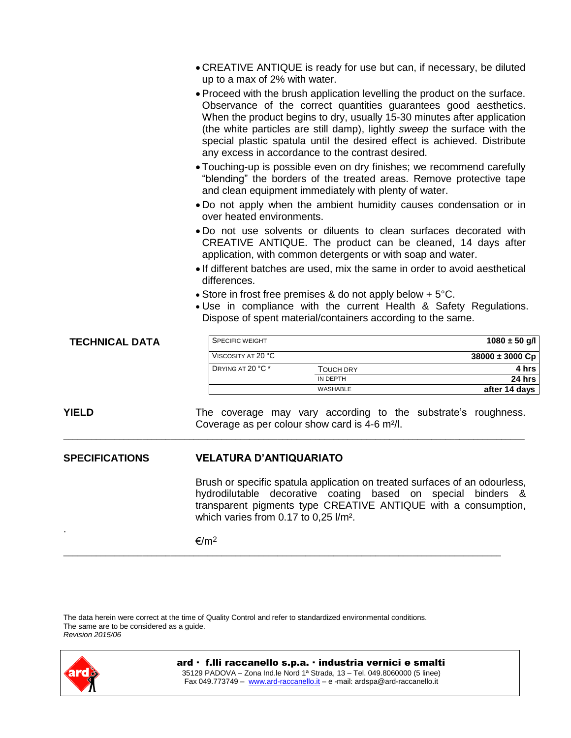- CREATIVE ANTIQUE is ready for use but can, if necessary, be diluted up to a max of 2% with water.
- Proceed with the brush application levelling the product on the surface. Observance of the correct quantities guarantees good aesthetics. When the product begins to dry, usually 15-30 minutes after application (the white particles are still damp), lightly *sweep* the surface with the special plastic spatula until the desired effect is achieved. Distribute any excess in accordance to the contrast desired.
- Touching-up is possible even on dry finishes; we recommend carefully "blending" the borders of the treated areas. Remove protective tape and clean equipment immediately with plenty of water.
- Do not apply when the ambient humidity causes condensation or in over heated environments.
- Do not use solvents or diluents to clean surfaces decorated with CREATIVE ANTIQUE. The product can be cleaned, 14 days after application, with common detergents or with soap and water.
- If different batches are used, mix the same in order to avoid aesthetical differences.
- Store in frost free premises & do not apply below + 5°C.
- Use in compliance with the current Health & Safety Regulations. Dispose of spent material/containers according to the same.

**TECHNICAL DATA**

| | | |
|---|---|---|
| SPECIFIC WEIGHT | | **1080 ± 50 g/l** |
| VISCOSITY AT 20 °C | | **38000 ± 3000 Cp** |
| DRYING AT 20 °C * | TOUCH DRY | **4 hrs** |
| | IN DEPTH | **24 hrs** |
| | WASHABLE | **after 14 days** |

**YIELD**

The coverage may vary according to the substrate's roughness. Coverage as per colour show card is 4-6 m²/l.

**SPECIFICATIONS**

**VELATURA D'ANTIQUARIATO**

Brush or specific spatula application on treated surfaces of an odourless, hydrodilutable decorative coating based on special binders & transparent pigments type CREATIVE ANTIQUE with a consumption, which varies from 0.17 to 0,25 l/m².

€/m$^2$

The data herein were correct at the time of Quality Control and refer to standardized environmental conditions.
The same are to be considered as a guide.
*Revision 2015/06*

**ard · f.lli raccanello s.p.a. · industria vernici e smalti**
35129 PADOVA – Zona Ind.le Nord 1ª Strada, 13 – Tel. 049.8060000 (5 linee)
Fax 049.773749 – www.ard-raccanello.it – e -mail: ardspa@ard-raccanello.it